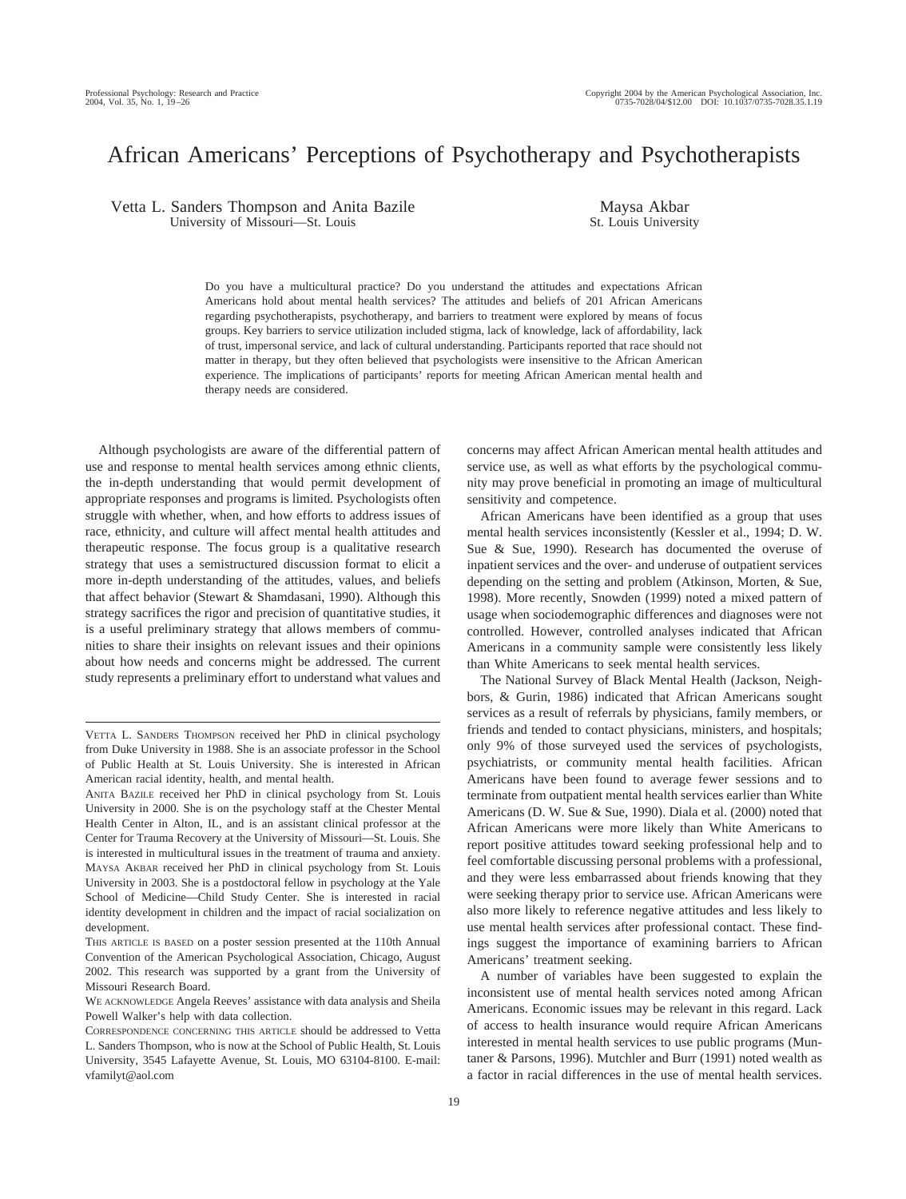# African Americans' Perceptions of Psychotherapy and Psychotherapists

Vetta L. Sanders Thompson and Anita Bazile
University of Missouri—St. Louis

Maysa Akbar
St. Louis University

Do you have a multicultural practice? Do you understand the attitudes and expectations African Americans hold about mental health services? The attitudes and beliefs of 201 African Americans regarding psychotherapists, psychotherapy, and barriers to treatment were explored by means of focus groups. Key barriers to service utilization included stigma, lack of knowledge, lack of affordability, lack of trust, impersonal service, and lack of cultural understanding. Participants reported that race should not matter in therapy, but they often believed that psychologists were insensitive to the African American experience. The implications of participants' reports for meeting African American mental health and therapy needs are considered.

Although psychologists are aware of the differential pattern of use and response to mental health services among ethnic clients, the in-depth understanding that would permit development of appropriate responses and programs is limited. Psychologists often struggle with whether, when, and how efforts to address issues of race, ethnicity, and culture will affect mental health attitudes and therapeutic response. The focus group is a qualitative research strategy that uses a semistructured discussion format to elicit a more in-depth understanding of the attitudes, values, and beliefs that affect behavior (Stewart & Shamdasani, 1990). Although this strategy sacrifices the rigor and precision of quantitative studies, it is a useful preliminary strategy that allows members of communities to share their insights on relevant issues and their opinions about how needs and concerns might be addressed. The current study represents a preliminary effort to understand what values and concerns may affect African American mental health attitudes and service use, as well as what efforts by the psychological community may prove beneficial in promoting an image of multicultural sensitivity and competence.

African Americans have been identified as a group that uses mental health services inconsistently (Kessler et al., 1994; D. W. Sue & Sue, 1990). Research has documented the overuse of inpatient services and the over- and underuse of outpatient services depending on the setting and problem (Atkinson, Morten, & Sue, 1998). More recently, Snowden (1999) noted a mixed pattern of usage when sociodemographic differences and diagnoses were not controlled. However, controlled analyses indicated that African Americans in a community sample were consistently less likely than White Americans to seek mental health services.

The National Survey of Black Mental Health (Jackson, Neighbors, & Gurin, 1986) indicated that African Americans sought services as a result of referrals by physicians, family members, or friends and tended to contact physicians, ministers, and hospitals; only 9% of those surveyed used the services of psychologists, psychiatrists, or community mental health facilities. African Americans have been found to average fewer sessions and to terminate from outpatient mental health services earlier than White Americans (D. W. Sue & Sue, 1990). Diala et al. (2000) noted that African Americans were more likely than White Americans to report positive attitudes toward seeking professional help and to feel comfortable discussing personal problems with a professional, and they were less embarrassed about friends knowing that they were seeking therapy prior to service use. African Americans were also more likely to reference negative attitudes and less likely to use mental health services after professional contact. These findings suggest the importance of examining barriers to African Americans' treatment seeking.

A number of variables have been suggested to explain the inconsistent use of mental health services noted among African Americans. Economic issues may be relevant in this regard. Lack of access to health insurance would require African Americans interested in mental health services to use public programs (Muntaner & Parsons, 1996). Mutchler and Burr (1991) noted wealth as a factor in racial differences in the use of mental health services.

---

VETTA L. SANDERS THOMPSON received her PhD in clinical psychology from Duke University in 1988. She is an associate professor in the School of Public Health at St. Louis University. She is interested in African American racial identity, health, and mental health.

ANITA BAZILE received her PhD in clinical psychology from St. Louis University in 2000. She is on the psychology staff at the Chester Mental Health Center in Alton, IL, and is an assistant clinical professor at the Center for Trauma Recovery at the University of Missouri—St. Louis. She is interested in multicultural issues in the treatment of trauma and anxiety.

MAYSA AKBAR received her PhD in clinical psychology from St. Louis University in 2003. She is a postdoctoral fellow in psychology at the Yale School of Medicine—Child Study Center. She is interested in racial identity development in children and the impact of racial socialization on development.

THIS ARTICLE IS BASED on a poster session presented at the 110th Annual Convention of the American Psychological Association, Chicago, August 2002. This research was supported by a grant from the University of Missouri Research Board.

WE ACKNOWLEDGE Angela Reeves' assistance with data analysis and Sheila Powell Walker's help with data collection.

CORRESPONDENCE CONCERNING THIS ARTICLE should be addressed to Vetta L. Sanders Thompson, who is now at the School of Public Health, St. Louis University, 3545 Lafayette Avenue, St. Louis, MO 63104-8100. E-mail: vfamilyt@aol.com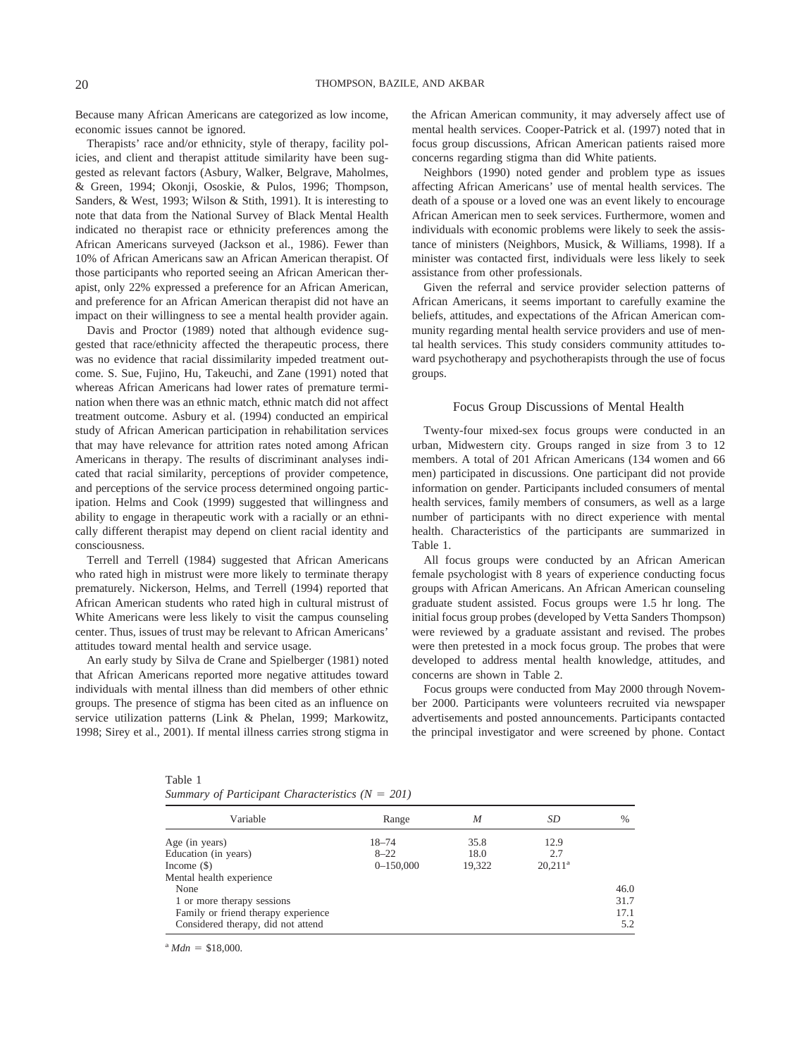Because many African Americans are categorized as low income, economic issues cannot be ignored.

Therapists' race and/or ethnicity, style of therapy, facility policies, and client and therapist attitude similarity have been suggested as relevant factors (Asbury, Walker, Belgrave, Maholmes, & Green, 1994; Okonji, Ososkie, & Pulos, 1996; Thompson, Sanders, & West, 1993; Wilson & Stith, 1991). It is interesting to note that data from the National Survey of Black Mental Health indicated no therapist race or ethnicity preferences among the African Americans surveyed (Jackson et al., 1986). Fewer than 10% of African Americans saw an African American therapist. Of those participants who reported seeing an African American therapist, only 22% expressed a preference for an African American, and preference for an African American therapist did not have an impact on their willingness to see a mental health provider again.

Davis and Proctor (1989) noted that although evidence suggested that race/ethnicity affected the therapeutic process, there was no evidence that racial dissimilarity impeded treatment outcome. S. Sue, Fujino, Hu, Takeuchi, and Zane (1991) noted that whereas African Americans had lower rates of premature termination when there was an ethnic match, ethnic match did not affect treatment outcome. Asbury et al. (1994) conducted an empirical study of African American participation in rehabilitation services that may have relevance for attrition rates noted among African Americans in therapy. The results of discriminant analyses indicated that racial similarity, perceptions of provider competence, and perceptions of the service process determined ongoing participation. Helms and Cook (1999) suggested that willingness and ability to engage in therapeutic work with a racially or an ethnically different therapist may depend on client racial identity and consciousness.

Terrell and Terrell (1984) suggested that African Americans who rated high in mistrust were more likely to terminate therapy prematurely. Nickerson, Helms, and Terrell (1994) reported that African American students who rated high in cultural mistrust of White Americans were less likely to visit the campus counseling center. Thus, issues of trust may be relevant to African Americans' attitudes toward mental health and service usage.

An early study by Silva de Crane and Spielberger (1981) noted that African Americans reported more negative attitudes toward individuals with mental illness than did members of other ethnic groups. The presence of stigma has been cited as an influence on service utilization patterns (Link & Phelan, 1999; Markowitz, 1998; Sirey et al., 2001). If mental illness carries strong stigma in the African American community, it may adversely affect use of mental health services. Cooper-Patrick et al. (1997) noted that in focus group discussions, African American patients raised more concerns regarding stigma than did White patients.

Neighbors (1990) noted gender and problem type as issues affecting African Americans' use of mental health services. The death of a spouse or a loved one was an event likely to encourage African American men to seek services. Furthermore, women and individuals with economic problems were likely to seek the assistance of ministers (Neighbors, Musick, & Williams, 1998). If a minister was contacted first, individuals were less likely to seek assistance from other professionals.

Given the referral and service provider selection patterns of African Americans, it seems important to carefully examine the beliefs, attitudes, and expectations of the African American community regarding mental health service providers and use of mental health services. This study considers community attitudes toward psychotherapy and psychotherapists through the use of focus groups.

## Focus Group Discussions of Mental Health

Twenty-four mixed-sex focus groups were conducted in an urban, Midwestern city. Groups ranged in size from 3 to 12 members. A total of 201 African Americans (134 women and 66 men) participated in discussions. One participant did not provide information on gender. Participants included consumers of mental health services, family members of consumers, as well as a large number of participants with no direct experience with mental health. Characteristics of the participants are summarized in Table 1.

All focus groups were conducted by an African American female psychologist with 8 years of experience conducting focus groups with African Americans. An African American counseling graduate student assisted. Focus groups were 1.5 hr long. The initial focus group probes (developed by Vetta Sanders Thompson) were reviewed by a graduate assistant and revised. The probes were then pretested in a mock focus group. The probes that were developed to address mental health knowledge, attitudes, and concerns are shown in Table 2.

Focus groups were conducted from May 2000 through November 2000. Participants were volunteers recruited via newspaper advertisements and posted announcements. Participants contacted the principal investigator and were screened by phone. Contact

Table 1
*Summary of Participant Characteristics (N = 201)*

| Variable | Range | *M* | *SD* | % |
|---|---|---|---|---|
| Age (in years) | 18–74 | 35.8 | 12.9 | |
| Education (in years) | 8–22 | 18.0 | 2.7 | |
| Income ($) | 0–150,000 | 19,322 | 20,211[a] | |
| Mental health experience | | | | |
| None | | | | 46.0 |
| 1 or more therapy sessions | | | | 31.7 |
| Family or friend therapy experience | | | | 17.1 |
| Considered therapy, did not attend | | | | 5.2 |

[a] *Mdn* = $18,000.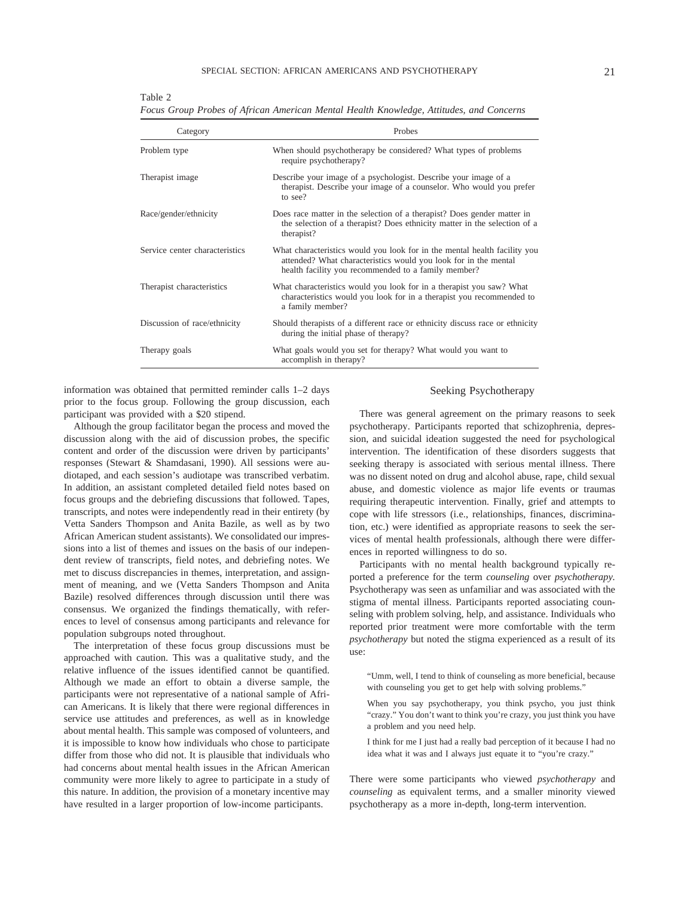Table 2
*Focus Group Probes of African American Mental Health Knowledge, Attitudes, and Concerns*

| Category | Probes |
|---|---|
| Problem type | When should psychotherapy be considered? What types of problems require psychotherapy? |
| Therapist image | Describe your image of a psychologist. Describe your image of a therapist. Describe your image of a counselor. Who would you prefer to see? |
| Race/gender/ethnicity | Does race matter in the selection of a therapist? Does gender matter in the selection of a therapist? Does ethnicity matter in the selection of a therapist? |
| Service center characteristics | What characteristics would you look for in the mental health facility you attended? What characteristics would you look for in the mental health facility you recommended to a family member? |
| Therapist characteristics | What characteristics would you look for in a therapist you saw? What characteristics would you look for in a therapist you recommended to a family member? |
| Discussion of race/ethnicity | Should therapists of a different race or ethnicity discuss race or ethnicity during the initial phase of therapy? |
| Therapy goals | What goals would you set for therapy? What would you want to accomplish in therapy? |

information was obtained that permitted reminder calls 1–2 days prior to the focus group. Following the group discussion, each participant was provided with a $20 stipend.

Although the group facilitator began the process and moved the discussion along with the aid of discussion probes, the specific content and order of the discussion were driven by participants' responses (Stewart & Shamdasani, 1990). All sessions were audiotaped, and each session's audiotape was transcribed verbatim. In addition, an assistant completed detailed field notes based on focus groups and the debriefing discussions that followed. Tapes, transcripts, and notes were independently read in their entirety (by Vetta Sanders Thompson and Anita Bazile, as well as by two African American student assistants). We consolidated our impressions into a list of themes and issues on the basis of our independent review of transcripts, field notes, and debriefing notes. We met to discuss discrepancies in themes, interpretation, and assignment of meaning, and we (Vetta Sanders Thompson and Anita Bazile) resolved differences through discussion until there was consensus. We organized the findings thematically, with references to level of consensus among participants and relevance for population subgroups noted throughout.

The interpretation of these focus group discussions must be approached with caution. This was a qualitative study, and the relative influence of the issues identified cannot be quantified. Although we made an effort to obtain a diverse sample, the participants were not representative of a national sample of African Americans. It is likely that there were regional differences in service use attitudes and preferences, as well as in knowledge about mental health. This sample was composed of volunteers, and it is impossible to know how individuals who chose to participate differ from those who did not. It is plausible that individuals who had concerns about mental health issues in the African American community were more likely to agree to participate in a study of this nature. In addition, the provision of a monetary incentive may have resulted in a larger proportion of low-income participants.

## Seeking Psychotherapy

There was general agreement on the primary reasons to seek psychotherapy. Participants reported that schizophrenia, depression, and suicidal ideation suggested the need for psychological intervention. The identification of these disorders suggests that seeking therapy is associated with serious mental illness. There was no dissent noted on drug and alcohol abuse, rape, child sexual abuse, and domestic violence as major life events or traumas requiring therapeutic intervention. Finally, grief and attempts to cope with life stressors (i.e., relationships, finances, discrimination, etc.) were identified as appropriate reasons to seek the services of mental health professionals, although there were differences in reported willingness to do so.

Participants with no mental health background typically reported a preference for the term *counseling* over *psychotherapy.* Psychotherapy was seen as unfamiliar and was associated with the stigma of mental illness. Participants reported associating counseling with problem solving, help, and assistance. Individuals who reported prior treatment were more comfortable with the term *psychotherapy* but noted the stigma experienced as a result of its use:

> "Umm, well, I tend to think of counseling as more beneficial, because with counseling you get to get help with solving problems."
>
> When you say psychotherapy, you think psycho, you just think "crazy." You don't want to think you're crazy, you just think you have a problem and you need help.
>
> I think for me I just had a really bad perception of it because I had no idea what it was and I always just equate it to "you're crazy."

There were some participants who viewed *psychotherapy* and *counseling* as equivalent terms, and a smaller minority viewed psychotherapy as a more in-depth, long-term intervention.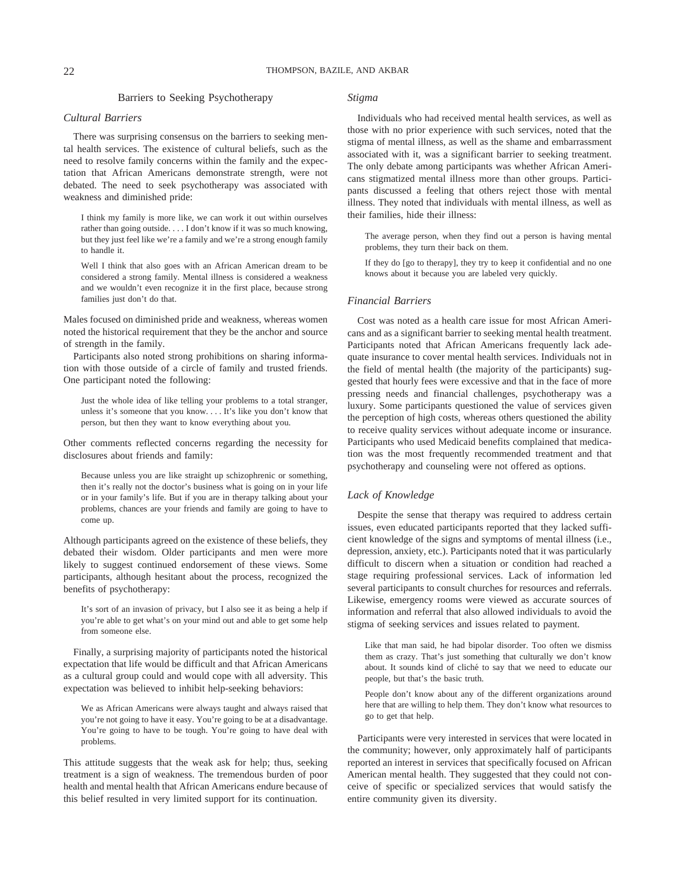## Barriers to Seeking Psychotherapy

### Cultural Barriers

There was surprising consensus on the barriers to seeking mental health services. The existence of cultural beliefs, such as the need to resolve family concerns within the family and the expectation that African Americans demonstrate strength, were not debated. The need to seek psychotherapy was associated with weakness and diminished pride:

> I think my family is more like, we can work it out within ourselves rather than going outside. . . . I don't know if it was so much knowing, but they just feel like we're a family and we're a strong enough family to handle it.

> Well I think that also goes with an African American dream to be considered a strong family. Mental illness is considered a weakness and we wouldn't even recognize it in the first place, because strong families just don't do that.

Males focused on diminished pride and weakness, whereas women noted the historical requirement that they be the anchor and source of strength in the family.

Participants also noted strong prohibitions on sharing information with those outside of a circle of family and trusted friends. One participant noted the following:

> Just the whole idea of like telling your problems to a total stranger, unless it's someone that you know. . . . It's like you don't know that person, but then they want to know everything about you.

Other comments reflected concerns regarding the necessity for disclosures about friends and family:

> Because unless you are like straight up schizophrenic or something, then it's really not the doctor's business what is going on in your life or in your family's life. But if you are in therapy talking about your problems, chances are your friends and family are going to have to come up.

Although participants agreed on the existence of these beliefs, they debated their wisdom. Older participants and men were more likely to suggest continued endorsement of these views. Some participants, although hesitant about the process, recognized the benefits of psychotherapy:

> It's sort of an invasion of privacy, but I also see it as being a help if you're able to get what's on your mind out and able to get some help from someone else.

Finally, a surprising majority of participants noted the historical expectation that life would be difficult and that African Americans as a cultural group could and would cope with all adversity. This expectation was believed to inhibit help-seeking behaviors:

> We as African Americans were always taught and always raised that you're not going to have it easy. You're going to be at a disadvantage. You're going to have to be tough. You're going to have deal with problems.

This attitude suggests that the weak ask for help; thus, seeking treatment is a sign of weakness. The tremendous burden of poor health and mental health that African Americans endure because of this belief resulted in very limited support for its continuation.

### Stigma

Individuals who had received mental health services, as well as those with no prior experience with such services, noted that the stigma of mental illness, as well as the shame and embarrassment associated with it, was a significant barrier to seeking treatment. The only debate among participants was whether African Americans stigmatized mental illness more than other groups. Participants discussed a feeling that others reject those with mental illness. They noted that individuals with mental illness, as well as their families, hide their illness:

> The average person, when they find out a person is having mental problems, they turn their back on them.

> If they do [go to therapy], they try to keep it confidential and no one knows about it because you are labeled very quickly.

### Financial Barriers

Cost was noted as a health care issue for most African Americans and as a significant barrier to seeking mental health treatment. Participants noted that African Americans frequently lack adequate insurance to cover mental health services. Individuals not in the field of mental health (the majority of the participants) suggested that hourly fees were excessive and that in the face of more pressing needs and financial challenges, psychotherapy was a luxury. Some participants questioned the value of services given the perception of high costs, whereas others questioned the ability to receive quality services without adequate income or insurance. Participants who used Medicaid benefits complained that medication was the most frequently recommended treatment and that psychotherapy and counseling were not offered as options.

### Lack of Knowledge

Despite the sense that therapy was required to address certain issues, even educated participants reported that they lacked sufficient knowledge of the signs and symptoms of mental illness (i.e., depression, anxiety, etc.). Participants noted that it was particularly difficult to discern when a situation or condition had reached a stage requiring professional services. Lack of information led several participants to consult churches for resources and referrals. Likewise, emergency rooms were viewed as accurate sources of information and referral that also allowed individuals to avoid the stigma of seeking services and issues related to payment.

> Like that man said, he had bipolar disorder. Too often we dismiss them as crazy. That's just something that culturally we don't know about. It sounds kind of cliché to say that we need to educate our people, but that's the basic truth.

> People don't know about any of the different organizations around here that are willing to help them. They don't know what resources to go to get that help.

Participants were very interested in services that were located in the community; however, only approximately half of participants reported an interest in services that specifically focused on African American mental health. They suggested that they could not conceive of specific or specialized services that would satisfy the entire community given its diversity.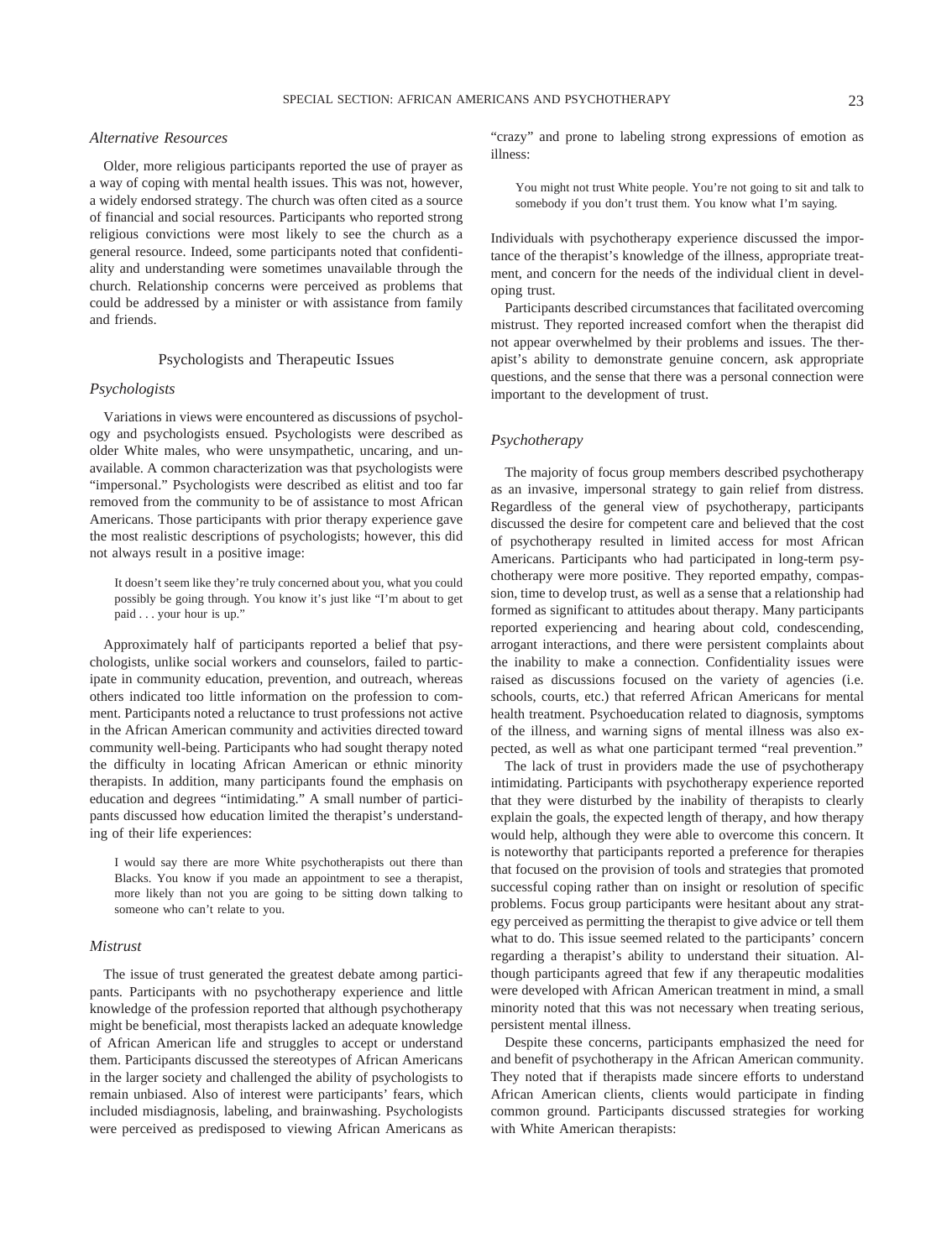### *Alternative Resources*

Older, more religious participants reported the use of prayer as a way of coping with mental health issues. This was not, however, a widely endorsed strategy. The church was often cited as a source of financial and social resources. Participants who reported strong religious convictions were most likely to see the church as a general resource. Indeed, some participants noted that confidentiality and understanding were sometimes unavailable through the church. Relationship concerns were perceived as problems that could be addressed by a minister or with assistance from family and friends.

## Psychologists and Therapeutic Issues

### *Psychologists*

Variations in views were encountered as discussions of psychology and psychologists ensued. Psychologists were described as older White males, who were unsympathetic, uncaring, and unavailable. A common characterization was that psychologists were "impersonal." Psychologists were described as elitist and too far removed from the community to be of assistance to most African Americans. Those participants with prior therapy experience gave the most realistic descriptions of psychologists; however, this did not always result in a positive image:

> It doesn't seem like they're truly concerned about you, what you could possibly be going through. You know it's just like "I'm about to get paid . . . your hour is up."

Approximately half of participants reported a belief that psychologists, unlike social workers and counselors, failed to participate in community education, prevention, and outreach, whereas others indicated too little information on the profession to comment. Participants noted a reluctance to trust professions not active in the African American community and activities directed toward community well-being. Participants who had sought therapy noted the difficulty in locating African American or ethnic minority therapists. In addition, many participants found the emphasis on education and degrees "intimidating." A small number of participants discussed how education limited the therapist's understanding of their life experiences:

> I would say there are more White psychotherapists out there than Blacks. You know if you made an appointment to see a therapist, more likely than not you are going to be sitting down talking to someone who can't relate to you.

### *Mistrust*

The issue of trust generated the greatest debate among participants. Participants with no psychotherapy experience and little knowledge of the profession reported that although psychotherapy might be beneficial, most therapists lacked an adequate knowledge of African American life and struggles to accept or understand them. Participants discussed the stereotypes of African Americans in the larger society and challenged the ability of psychologists to remain unbiased. Also of interest were participants' fears, which included misdiagnosis, labeling, and brainwashing. Psychologists were perceived as predisposed to viewing African Americans as "crazy" and prone to labeling strong expressions of emotion as illness:

> You might not trust White people. You're not going to sit and talk to somebody if you don't trust them. You know what I'm saying.

Individuals with psychotherapy experience discussed the importance of the therapist's knowledge of the illness, appropriate treatment, and concern for the needs of the individual client in developing trust.

Participants described circumstances that facilitated overcoming mistrust. They reported increased comfort when the therapist did not appear overwhelmed by their problems and issues. The therapist's ability to demonstrate genuine concern, ask appropriate questions, and the sense that there was a personal connection were important to the development of trust.

### *Psychotherapy*

The majority of focus group members described psychotherapy as an invasive, impersonal strategy to gain relief from distress. Regardless of the general view of psychotherapy, participants discussed the desire for competent care and believed that the cost of psychotherapy resulted in limited access for most African Americans. Participants who had participated in long-term psychotherapy were more positive. They reported empathy, compassion, time to develop trust, as well as a sense that a relationship had formed as significant to attitudes about therapy. Many participants reported experiencing and hearing about cold, condescending, arrogant interactions, and there were persistent complaints about the inability to make a connection. Confidentiality issues were raised as discussions focused on the variety of agencies (i.e. schools, courts, etc.) that referred African Americans for mental health treatment. Psychoeducation related to diagnosis, symptoms of the illness, and warning signs of mental illness was also expected, as well as what one participant termed "real prevention."

The lack of trust in providers made the use of psychotherapy intimidating. Participants with psychotherapy experience reported that they were disturbed by the inability of therapists to clearly explain the goals, the expected length of therapy, and how therapy would help, although they were able to overcome this concern. It is noteworthy that participants reported a preference for therapies that focused on the provision of tools and strategies that promoted successful coping rather than on insight or resolution of specific problems. Focus group participants were hesitant about any strategy perceived as permitting the therapist to give advice or tell them what to do. This issue seemed related to the participants' concern regarding a therapist's ability to understand their situation. Although participants agreed that few if any therapeutic modalities were developed with African American treatment in mind, a small minority noted that this was not necessary when treating serious, persistent mental illness.

Despite these concerns, participants emphasized the need for and benefit of psychotherapy in the African American community. They noted that if therapists made sincere efforts to understand African American clients, clients would participate in finding common ground. Participants discussed strategies for working with White American therapists: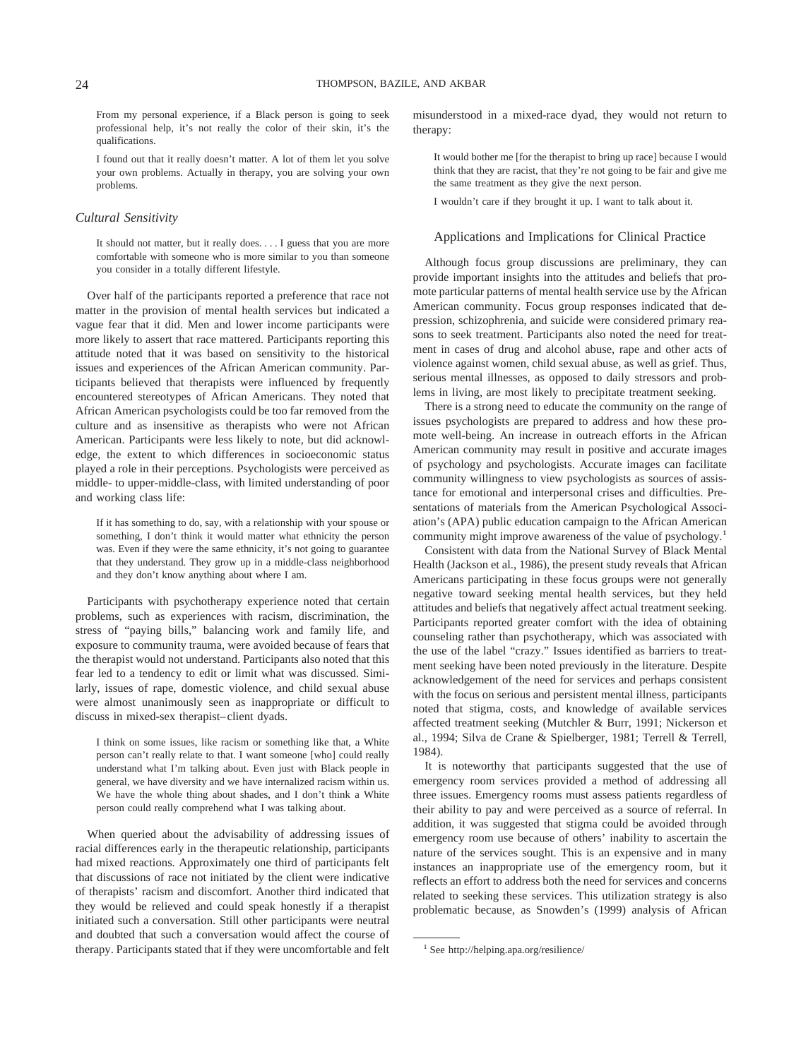> From my personal experience, if a Black person is going to seek professional help, it's not really the color of their skin, it's the qualifications.

> I found out that it really doesn't matter. A lot of them let you solve your own problems. Actually in therapy, you are solving your own problems.

### *Cultural Sensitivity*

> It should not matter, but it really does. . . . I guess that you are more comfortable with someone who is more similar to you than someone you consider in a totally different lifestyle.

Over half of the participants reported a preference that race not matter in the provision of mental health services but indicated a vague fear that it did. Men and lower income participants were more likely to assert that race mattered. Participants reporting this attitude noted that it was based on sensitivity to the historical issues and experiences of the African American community. Participants believed that therapists were influenced by frequently encountered stereotypes of African Americans. They noted that African American psychologists could be too far removed from the culture and as insensitive as therapists who were not African American. Participants were less likely to note, but did acknowledge, the extent to which differences in socioeconomic status played a role in their perceptions. Psychologists were perceived as middle- to upper-middle-class, with limited understanding of poor and working class life:

> If it has something to do, say, with a relationship with your spouse or something, I don't think it would matter what ethnicity the person was. Even if they were the same ethnicity, it's not going to guarantee that they understand. They grow up in a middle-class neighborhood and they don't know anything about where I am.

Participants with psychotherapy experience noted that certain problems, such as experiences with racism, discrimination, the stress of "paying bills," balancing work and family life, and exposure to community trauma, were avoided because of fears that the therapist would not understand. Participants also noted that this fear led to a tendency to edit or limit what was discussed. Similarly, issues of rape, domestic violence, and child sexual abuse were almost unanimously seen as inappropriate or difficult to discuss in mixed-sex therapist–client dyads.

> I think on some issues, like racism or something like that, a White person can't really relate to that. I want someone [who] could really understand what I'm talking about. Even just with Black people in general, we have diversity and we have internalized racism within us. We have the whole thing about shades, and I don't think a White person could really comprehend what I was talking about.

When queried about the advisability of addressing issues of racial differences early in the therapeutic relationship, participants had mixed reactions. Approximately one third of participants felt that discussions of race not initiated by the client were indicative of therapists' racism and discomfort. Another third indicated that they would be relieved and could speak honestly if a therapist initiated such a conversation. Still other participants were neutral and doubted that such a conversation would affect the course of therapy. Participants stated that if they were uncomfortable and felt misunderstood in a mixed-race dyad, they would not return to therapy:

> It would bother me [for the therapist to bring up race] because I would think that they are racist, that they're not going to be fair and give me the same treatment as they give the next person.

> I wouldn't care if they brought it up. I want to talk about it.

## Applications and Implications for Clinical Practice

Although focus group discussions are preliminary, they can provide important insights into the attitudes and beliefs that promote particular patterns of mental health service use by the African American community. Focus group responses indicated that depression, schizophrenia, and suicide were considered primary reasons to seek treatment. Participants also noted the need for treatment in cases of drug and alcohol abuse, rape and other acts of violence against women, child sexual abuse, as well as grief. Thus, serious mental illnesses, as opposed to daily stressors and problems in living, are most likely to precipitate treatment seeking.

There is a strong need to educate the community on the range of issues psychologists are prepared to address and how these promote well-being. An increase in outreach efforts in the African American community may result in positive and accurate images of psychology and psychologists. Accurate images can facilitate community willingness to view psychologists as sources of assistance for emotional and interpersonal crises and difficulties. Presentations of materials from the American Psychological Association's (APA) public education campaign to the African American community might improve awareness of the value of psychology.[1]

Consistent with data from the National Survey of Black Mental Health (Jackson et al., 1986), the present study reveals that African Americans participating in these focus groups were not generally negative toward seeking mental health services, but they held attitudes and beliefs that negatively affect actual treatment seeking. Participants reported greater comfort with the idea of obtaining counseling rather than psychotherapy, which was associated with the use of the label "crazy." Issues identified as barriers to treatment seeking have been noted previously in the literature. Despite acknowledgement of the need for services and perhaps consistent with the focus on serious and persistent mental illness, participants noted that stigma, costs, and knowledge of available services affected treatment seeking (Mutchler & Burr, 1991; Nickerson et al., 1994; Silva de Crane & Spielberger, 1981; Terrell & Terrell, 1984).

It is noteworthy that participants suggested that the use of emergency room services provided a method of addressing all three issues. Emergency rooms must assess patients regardless of their ability to pay and were perceived as a source of referral. In addition, it was suggested that stigma could be avoided through emergency room use because of others' inability to ascertain the nature of the services sought. This is an expensive and in many instances an inappropriate use of the emergency room, but it reflects an effort to address both the need for services and concerns related to seeking these services. This utilization strategy is also problematic because, as Snowden's (1999) analysis of African

[1] See http://helping.apa.org/resilience/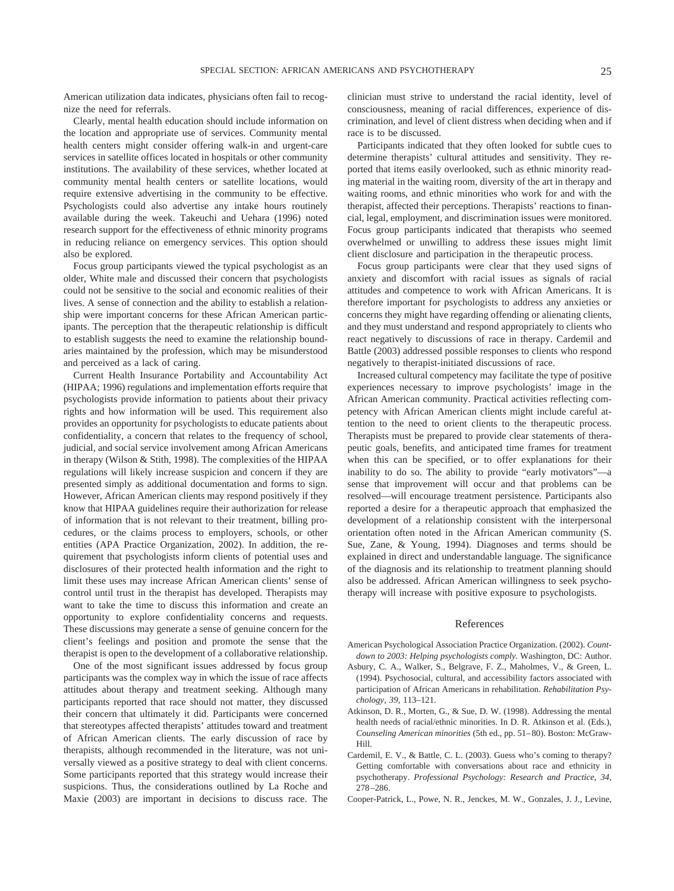American utilization data indicates, physicians often fail to recognize the need for referrals.

Clearly, mental health education should include information on the location and appropriate use of services. Community mental health centers might consider offering walk-in and urgent-care services in satellite offices located in hospitals or other community institutions. The availability of these services, whether located at community mental health centers or satellite locations, would require extensive advertising in the community to be effective. Psychologists could also advertise any intake hours routinely available during the week. Takeuchi and Uehara (1996) noted research support for the effectiveness of ethnic minority programs in reducing reliance on emergency services. This option should also be explored.

Focus group participants viewed the typical psychologist as an older, White male and discussed their concern that psychologists could not be sensitive to the social and economic realities of their lives. A sense of connection and the ability to establish a relationship were important concerns for these African American participants. The perception that the therapeutic relationship is difficult to establish suggests the need to examine the relationship boundaries maintained by the profession, which may be misunderstood and perceived as a lack of caring.

Current Health Insurance Portability and Accountability Act (HIPAA; 1996) regulations and implementation efforts require that psychologists provide information to patients about their privacy rights and how information will be used. This requirement also provides an opportunity for psychologists to educate patients about confidentiality, a concern that relates to the frequency of school, judicial, and social service involvement among African Americans in therapy (Wilson & Stith, 1998). The complexities of the HIPAA regulations will likely increase suspicion and concern if they are presented simply as additional documentation and forms to sign. However, African American clients may respond positively if they know that HIPAA guidelines require their authorization for release of information that is not relevant to their treatment, billing procedures, or the claims process to employers, schools, or other entities (APA Practice Organization, 2002). In addition, the requirement that psychologists inform clients of potential uses and disclosures of their protected health information and the right to limit these uses may increase African American clients' sense of control until trust in the therapist has developed. Therapists may want to take the time to discuss this information and create an opportunity to explore confidentiality concerns and requests. These discussions may generate a sense of genuine concern for the client's feelings and position and promote the sense that the therapist is open to the development of a collaborative relationship.

One of the most significant issues addressed by focus group participants was the complex way in which the issue of race affects attitudes about therapy and treatment seeking. Although many participants reported that race should not matter, they discussed their concern that ultimately it did. Participants were concerned that stereotypes affected therapists' attitudes toward and treatment of African American clients. The early discussion of race by therapists, although recommended in the literature, was not universally viewed as a positive strategy to deal with client concerns. Some participants reported that this strategy would increase their suspicions. Thus, the considerations outlined by La Roche and Maxie (2003) are important in decisions to discuss race. The clinician must strive to understand the racial identity, level of consciousness, meaning of racial differences, experience of discrimination, and level of client distress when deciding when and if race is to be discussed.

Participants indicated that they often looked for subtle cues to determine therapists' cultural attitudes and sensitivity. They reported that items easily overlooked, such as ethnic minority reading material in the waiting room, diversity of the art in therapy and waiting rooms, and ethnic minorities who work for and with the therapist, affected their perceptions. Therapists' reactions to financial, legal, employment, and discrimination issues were monitored. Focus group participants indicated that therapists who seemed overwhelmed or unwilling to address these issues might limit client disclosure and participation in the therapeutic process.

Focus group participants were clear that they used signs of anxiety and discomfort with racial issues as signals of racial attitudes and competence to work with African Americans. It is therefore important for psychologists to address any anxieties or concerns they might have regarding offending or alienating clients, and they must understand and respond appropriately to clients who react negatively to discussions of race in therapy. Cardemil and Battle (2003) addressed possible responses to clients who respond negatively to therapist-initiated discussions of race.

Increased cultural competency may facilitate the type of positive experiences necessary to improve psychologists' image in the African American community. Practical activities reflecting competency with African American clients might include careful attention to the need to orient clients to the therapeutic process. Therapists must be prepared to provide clear statements of therapeutic goals, benefits, and anticipated time frames for treatment when this can be specified, or to offer explanations for their inability to do so. The ability to provide "early motivators"—a sense that improvement will occur and that problems can be resolved—will encourage treatment persistence. Participants also reported a desire for a therapeutic approach that emphasized the development of a relationship consistent with the interpersonal orientation often noted in the African American community (S. Sue, Zane, & Young, 1994). Diagnoses and terms should be explained in direct and understandable language. The significance of the diagnosis and its relationship to treatment planning should also be addressed. African American willingness to seek psychotherapy will increase with positive exposure to psychologists.

## References

American Psychological Association Practice Organization. (2002). *Countdown to 2003: Helping psychologists comply.* Washington, DC: Author.

Asbury, C. A., Walker, S., Belgrave, F. Z., Maholmes, V., & Green, L. (1994). Psychosocial, cultural, and accessibility factors associated with participation of African Americans in rehabilitation. *Rehabilitation Psychology, 39,* 113–121.

Atkinson, D. R., Morten, G., & Sue, D. W. (1998). Addressing the mental health needs of racial/ethnic minorities. In D. R. Atkinson et al. (Eds.), *Counseling American minorities* (5th ed., pp. 51–80). Boston: McGraw-Hill.

Cardemil, E. V., & Battle, C. L. (2003). Guess who's coming to therapy? Getting comfortable with conversations about race and ethnicity in psychotherapy. *Professional Psychology: Research and Practice, 34,* 278–286.

Cooper-Patrick, L., Powe, N. R., Jenckes, M. W., Gonzales, J. J., Levine,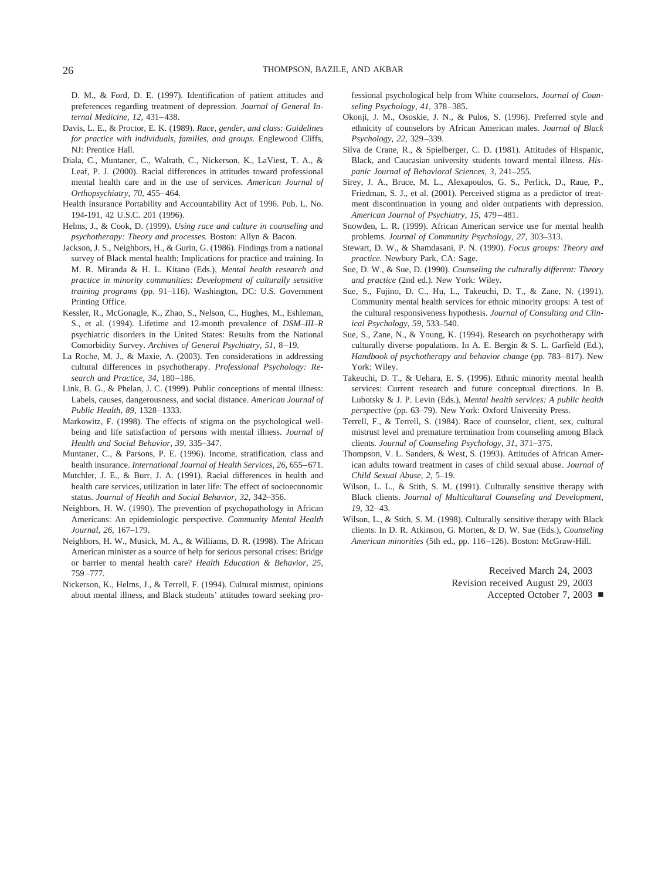D. M., & Ford, D. E. (1997). Identification of patient attitudes and preferences regarding treatment of depression. *Journal of General Internal Medicine, 12,* 431–438.

Davis, L. E., & Proctor, E. K. (1989). *Race, gender, and class: Guidelines for practice with individuals, families, and groups.* Englewood Cliffs, NJ: Prentice Hall.

Diala, C., Muntaner, C., Walrath, C., Nickerson, K., LaViest, T. A., & Leaf, P. J. (2000). Racial differences in attitudes toward professional mental health care and in the use of services. *American Journal of Orthopsychiatry, 70,* 455–464.

Health Insurance Portability and Accountability Act of 1996. Pub. L. No. 194-191, 42 U.S.C. 201 (1996).

Helms, J., & Cook, D. (1999). *Using race and culture in counseling and psychotherapy: Theory and processes.* Boston: Allyn & Bacon.

Jackson, J. S., Neighbors, H., & Gurin, G. (1986). Findings from a national survey of Black mental health: Implications for practice and training. In M. R. Miranda & H. L. Kitano (Eds.), *Mental health research and practice in minority communities: Development of culturally sensitive training programs* (pp. 91–116). Washington, DC: U.S. Government Printing Office.

Kessler, R., McGonagle, K., Zhao, S., Nelson, C., Hughes, M., Eshleman, S., et al. (1994). Lifetime and 12-month prevalence of *DSM–III–R* psychiatric disorders in the United States: Results from the National Comorbidity Survey. *Archives of General Psychiatry, 51,* 8–19.

La Roche, M. J., & Maxie, A. (2003). Ten considerations in addressing cultural differences in psychotherapy. *Professional Psychology: Research and Practice, 34,* 180–186.

Link, B. G., & Phelan, J. C. (1999). Public conceptions of mental illness: Labels, causes, dangerousness, and social distance. *American Journal of Public Health, 89,* 1328–1333.

Markowitz, F. (1998). The effects of stigma on the psychological well-being and life satisfaction of persons with mental illness. *Journal of Health and Social Behavior, 39,* 335–347.

Muntaner, C., & Parsons, P. E. (1996). Income, stratification, class and health insurance. *International Journal of Health Services, 26,* 655–671.

Mutchler, J. E., & Burr, J. A. (1991). Racial differences in health and health care services, utilization in later life: The effect of socioeconomic status. *Journal of Health and Social Behavior, 32,* 342–356.

Neighbors, H. W. (1990). The prevention of psychopathology in African Americans: An epidemiologic perspective. *Community Mental Health Journal, 26,* 167–179.

Neighbors, H. W., Musick, M. A., & Williams, D. R. (1998). The African American minister as a source of help for serious personal crises: Bridge or barrier to mental health care? *Health Education & Behavior, 25,* 759–777.

Nickerson, K., Helms, J., & Terrell, F. (1994). Cultural mistrust, opinions about mental illness, and Black students' attitudes toward seeking professional psychological help from White counselors. *Journal of Counseling Psychology, 41,* 378–385.

Okonji, J. M., Ososkie, J. N., & Pulos, S. (1996). Preferred style and ethnicity of counselors by African American males. *Journal of Black Psychology, 22,* 329–339.

Silva de Crane, R., & Spielberger, C. D. (1981). Attitudes of Hispanic, Black, and Caucasian university students toward mental illness. *Hispanic Journal of Behavioral Sciences, 3,* 241–255.

Sirey, J. A., Bruce, M. L., Alexapoulos, G. S., Perlick, D., Raue, P., Friedman, S. J., et al. (2001). Perceived stigma as a predictor of treatment discontinuation in young and older outpatients with depression. *American Journal of Psychiatry, 15,* 479–481.

Snowden, L. R. (1999). African American service use for mental health problems. *Journal of Community Psychology, 27,* 303–313.

Stewart, D. W., & Shamdasani, P. N. (1990). *Focus groups: Theory and practice.* Newbury Park, CA: Sage.

Sue, D. W., & Sue, D. (1990). *Counseling the culturally different: Theory and practice* (2nd ed.). New York: Wiley.

Sue, S., Fujino, D. C., Hu, L., Takeuchi, D. T., & Zane, N. (1991). Community mental health services for ethnic minority groups: A test of the cultural responsiveness hypothesis. *Journal of Consulting and Clinical Psychology, 59,* 533–540.

Sue, S., Zane, N., & Young, K. (1994). Research on psychotherapy with culturally diverse populations. In A. E. Bergin & S. L. Garfield (Ed.), *Handbook of psychotherapy and behavior change* (pp. 783–817). New York: Wiley.

Takeuchi, D. T., & Uehara, E. S. (1996). Ethnic minority mental health services: Current research and future conceptual directions. In B. Lubotsky & J. P. Levin (Eds.), *Mental health services: A public health perspective* (pp. 63–79). New York: Oxford University Press.

Terrell, F., & Terrell, S. (1984). Race of counselor, client, sex, cultural mistrust level and premature termination from counseling among Black clients. *Journal of Counseling Psychology, 31,* 371–375.

Thompson, V. L. Sanders, & West, S. (1993). Attitudes of African American adults toward treatment in cases of child sexual abuse. *Journal of Child Sexual Abuse, 2,* 5–19.

Wilson, L. L., & Stith, S. M. (1991). Culturally sensitive therapy with Black clients. *Journal of Multicultural Counseling and Development, 19,* 32–43.

Wilson, L., & Stith, S. M. (1998). Culturally sensitive therapy with Black clients. In D. R. Atkinson, G. Morten, & D. W. Sue (Eds.), *Counseling American minorities* (5th ed., pp. 116–126). Boston: McGraw-Hill.

Received March 24, 2003
Revision received August 29, 2003
Accepted October 7, 2003 ■